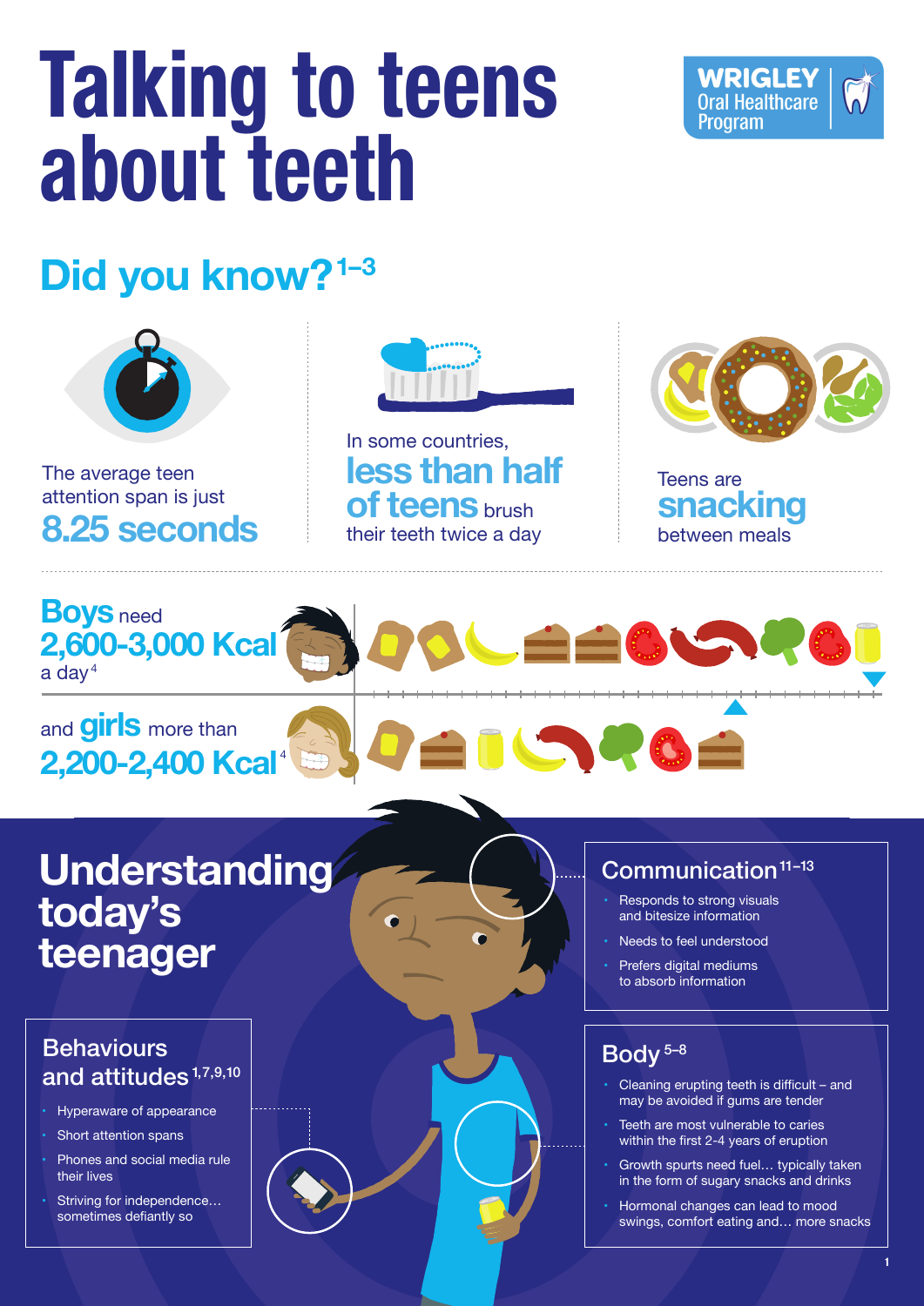# Talking to teens about teeth

WRIGLEY Oral Healthcare Program

## Did you know?[1–3]

The average teen attention span is just **8.25 seconds**

In some countries, **less than half of teens** brush their teeth twice a day

Teens are **snacking** between meals

**Boys** need **2,600-3,000 Kcal** a day[4]

and **girls** more than **2,200-2,400 Kcal**[4]

## Understanding today's teenager

### Behaviours and attitudes[1,7,9,10]

- Hyperaware of appearance
- Short attention spans
- Phones and social media rule their lives
- Striving for independence… sometimes defiantly so

### Communication[11–13]

- Responds to strong visuals and bitesize information
- Needs to feel understood
- Prefers digital mediums to absorb information

### Body[5–8]

- Cleaning erupting teeth is difficult – and may be avoided if gums are tender
- Teeth are most vulnerable to caries within the first 2-4 years of eruption
- Growth spurts need fuel… typically taken in the form of sugary snacks and drinks
- Hormonal changes can lead to mood swings, comfort eating and… more snacks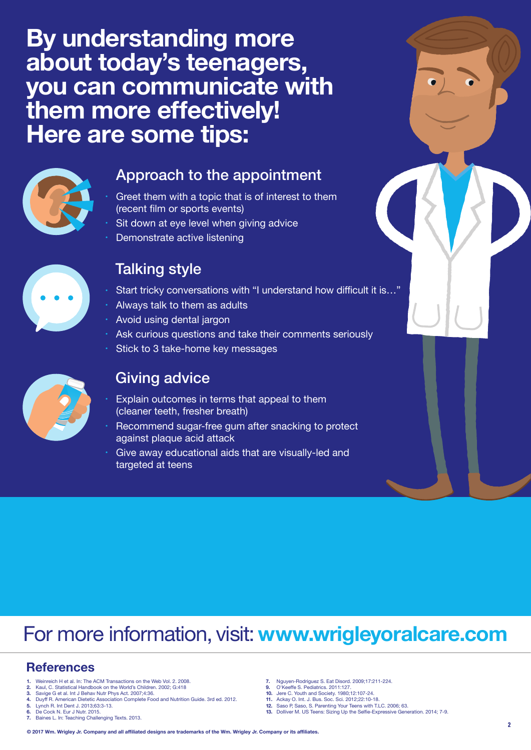# By understanding more about today's teenagers, you can communicate with them more effectively! Here are some tips:

## Approach to the appointment

- Greet them with a topic that is of interest to them (recent film or sports events)
- Sit down at eye level when giving advice
- Demonstrate active listening

## Talking style

- Start tricky conversations with "I understand how difficult it is…"
- Always talk to them as adults
- Avoid using dental jargon
- Ask curious questions and take their comments seriously
- Stick to 3 take-home key messages

## Giving advice

- Explain outcomes in terms that appeal to them (cleaner teeth, fresher breath)
- Recommend sugar-free gum after snacking to protect against plaque acid attack
- Give away educational aids that are visually-led and targeted at teens

For more information, visit: **www.wrigleyoralcare.com**

## References

1. Weinreich H et al. In: The ACM Transactions on the Web Vol. 2. 2008.
2. Kaul, C. Statistical Handbook on the World's Children. 2002; G:418
3. Savige G et al. Int J Behav Nutr Phys Act. 2007;4:36.
4. Duyff R. American Dietetic Association Complete Food and Nutrition Guide. 3rd ed. 2012.
5. Lynch R. Int Dent J. 2013;63:3-13.
6. De Cock N. Eur J Nutr. 2015.
7. Baines L. In: Teaching Challenging Texts. 2013.
7. Nguyen-Rodriguez S. Eat Disord. 2009;17:211-224.
9. O'Keeffe S. Pediatrics. 2011:127.
10. Jere C. Youth and Society. 1980;12:107-24.
11. Ackay O. Int. J. Bus. Soc. Sci. 2012;22:10-18.
12. Saso P, Saso, S. Parenting Your Teens with T.L.C. 2006; 63.
13. Dolliver M. US Teens: Sizing Up the Selfie-Expressive Generation. 2014; 7-9.

© 2017 Wm. Wrigley Jr. Company and all affiliated designs are trademarks of the Wm. Wrigley Jr. Company or its affiliates.